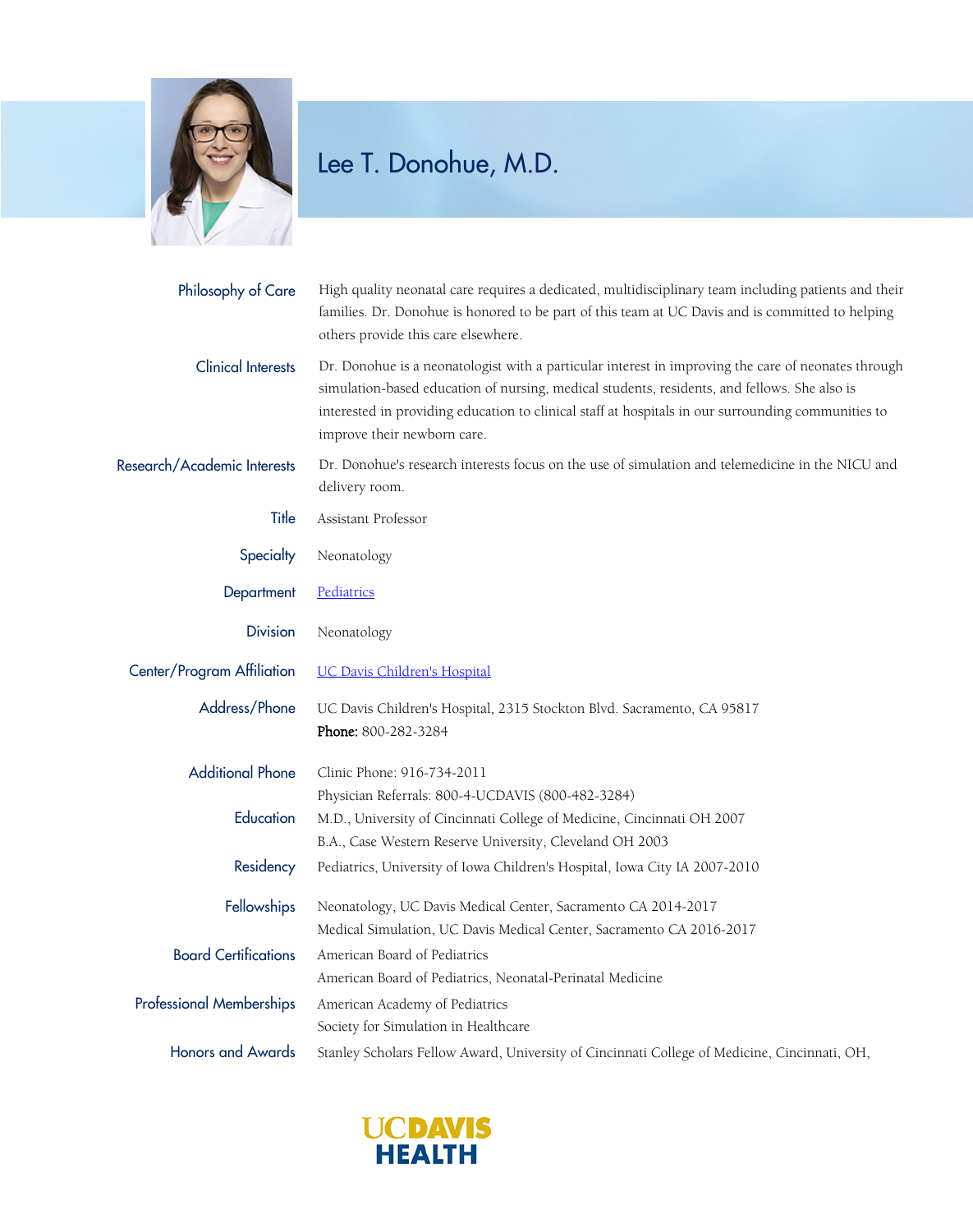# Lee T. Donohue, M.D.

**Philosophy of Care**

High quality neonatal care requires a dedicated, multidisciplinary team including patients and their families. Dr. Donohue is honored to be part of this team at UC Davis and is committed to helping others provide this care elsewhere.

**Clinical Interests**

Dr. Donohue is a neonatologist with a particular interest in improving the care of neonates through simulation-based education of nursing, medical students, residents, and fellows. She also is interested in providing education to clinical staff at hospitals in our surrounding communities to improve their newborn care.

**Research/Academic Interests**

Dr. Donohue's research interests focus on the use of simulation and telemedicine in the NICU and delivery room.

**Title**

Assistant Professor

**Specialty**

Neonatology

**Department**

[Pediatrics]

**Division**

Neonatology

**Center/Program Affiliation**

[UC Davis Children's Hospital]

**Address/Phone**

UC Davis Children's Hospital, 2315 Stockton Blvd. Sacramento, CA 95817
**Phone:** 800-282-3284

**Additional Phone**

Clinic Phone: 916-734-2011
Physician Referrals: 800-4-UCDAVIS (800-482-3284)

**Education**

M.D., University of Cincinnati College of Medicine, Cincinnati OH 2007
B.A., Case Western Reserve University, Cleveland OH 2003

**Residency**

Pediatrics, University of Iowa Children's Hospital, Iowa City IA 2007-2010

**Fellowships**

Neonatology, UC Davis Medical Center, Sacramento CA 2014-2017
Medical Simulation, UC Davis Medical Center, Sacramento CA 2016-2017

**Board Certifications**

American Board of Pediatrics
American Board of Pediatrics, Neonatal-Perinatal Medicine

**Professional Memberships**

American Academy of Pediatrics
Society for Simulation in Healthcare

**Honors and Awards**

Stanley Scholars Fellow Award, University of Cincinnati College of Medicine, Cincinnati, OH,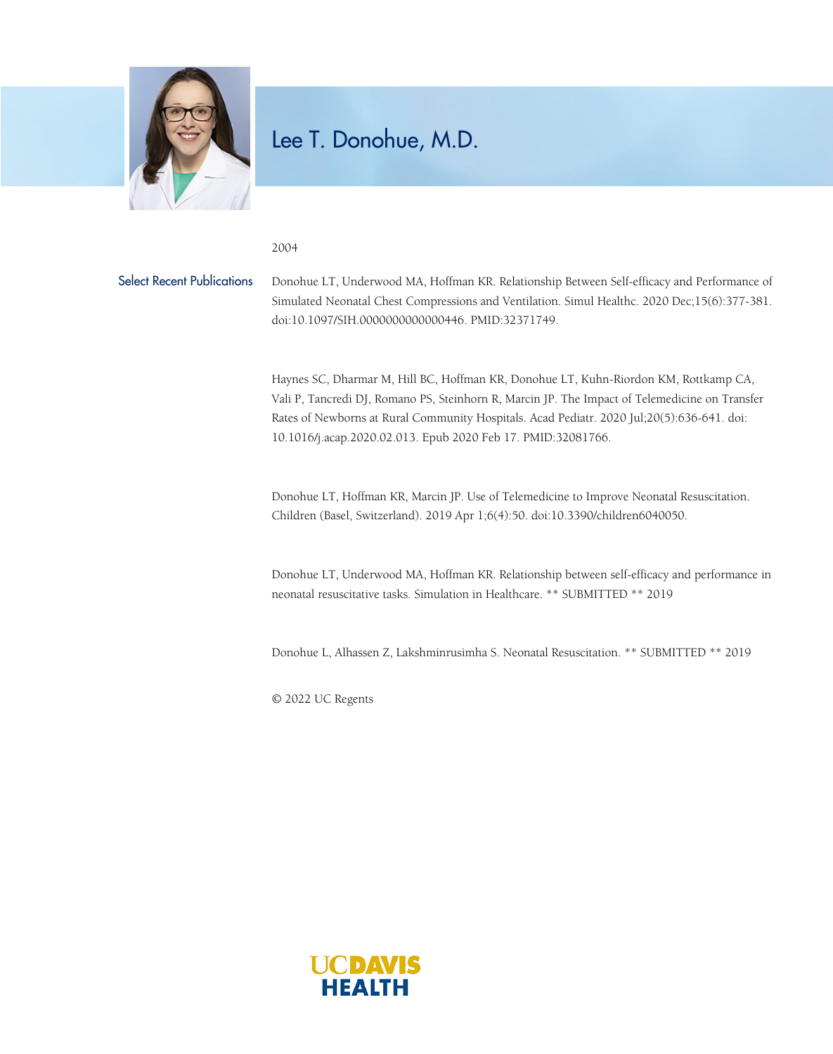# Lee T. Donohue, M.D.

2004

## Select Recent Publications

Donohue LT, Underwood MA, Hoffman KR. Relationship Between Self-efficacy and Performance of Simulated Neonatal Chest Compressions and Ventilation. Simul Healthc. 2020 Dec;15(6):377-381. doi:10.1097/SIH.0000000000000446. PMID:32371749.

Haynes SC, Dharmar M, Hill BC, Hoffman KR, Donohue LT, Kuhn-Riordon KM, Rottkamp CA, Vali P, Tancredi DJ, Romano PS, Steinhorn R, Marcin JP. The Impact of Telemedicine on Transfer Rates of Newborns at Rural Community Hospitals. Acad Pediatr. 2020 Jul;20(5):636-641. doi: 10.1016/j.acap.2020.02.013. Epub 2020 Feb 17. PMID:32081766.

Donohue LT, Hoffman KR, Marcin JP. Use of Telemedicine to Improve Neonatal Resuscitation. Children (Basel, Switzerland). 2019 Apr 1;6(4):50. doi:10.3390/children6040050.

Donohue LT, Underwood MA, Hoffman KR. Relationship between self-efficacy and performance in neonatal resuscitative tasks. Simulation in Healthcare. ** SUBMITTED ** 2019

Donohue L, Alhassen Z, Lakshminrusimha S. Neonatal Resuscitation. ** SUBMITTED ** 2019

© 2022 UC Regents

UC DAVIS HEALTH